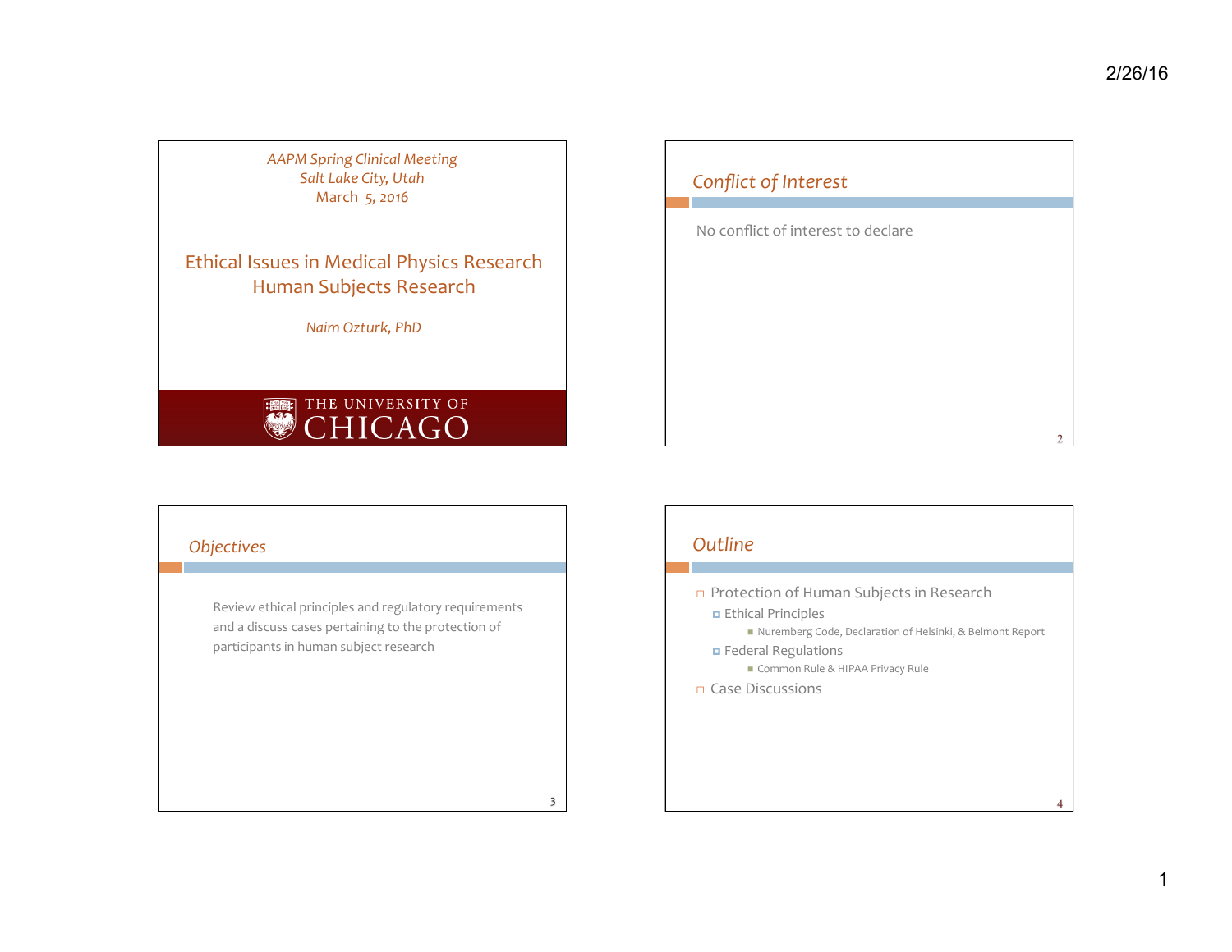*AAPM Spring Clinical Meeting*
*Salt Lake City, Utah*
*March 5, 2016*

# Ethical Issues in Medical Physics Research
# Human Subjects Research

*Naim Ozturk, PhD*

THE UNIVERSITY OF CHICAGO

## *Conflict of Interest*

No conflict of interest to declare

## *Objectives*

Review ethical principles and regulatory requirements and a discuss cases pertaining to the protection of participants in human subject research

## *Outline*

- Protection of Human Subjects in Research
  - Ethical Principles
    - Nuremberg Code, Declaration of Helsinki, & Belmont Report
  - Federal Regulations
    - Common Rule & HIPAA Privacy Rule
- Case Discussions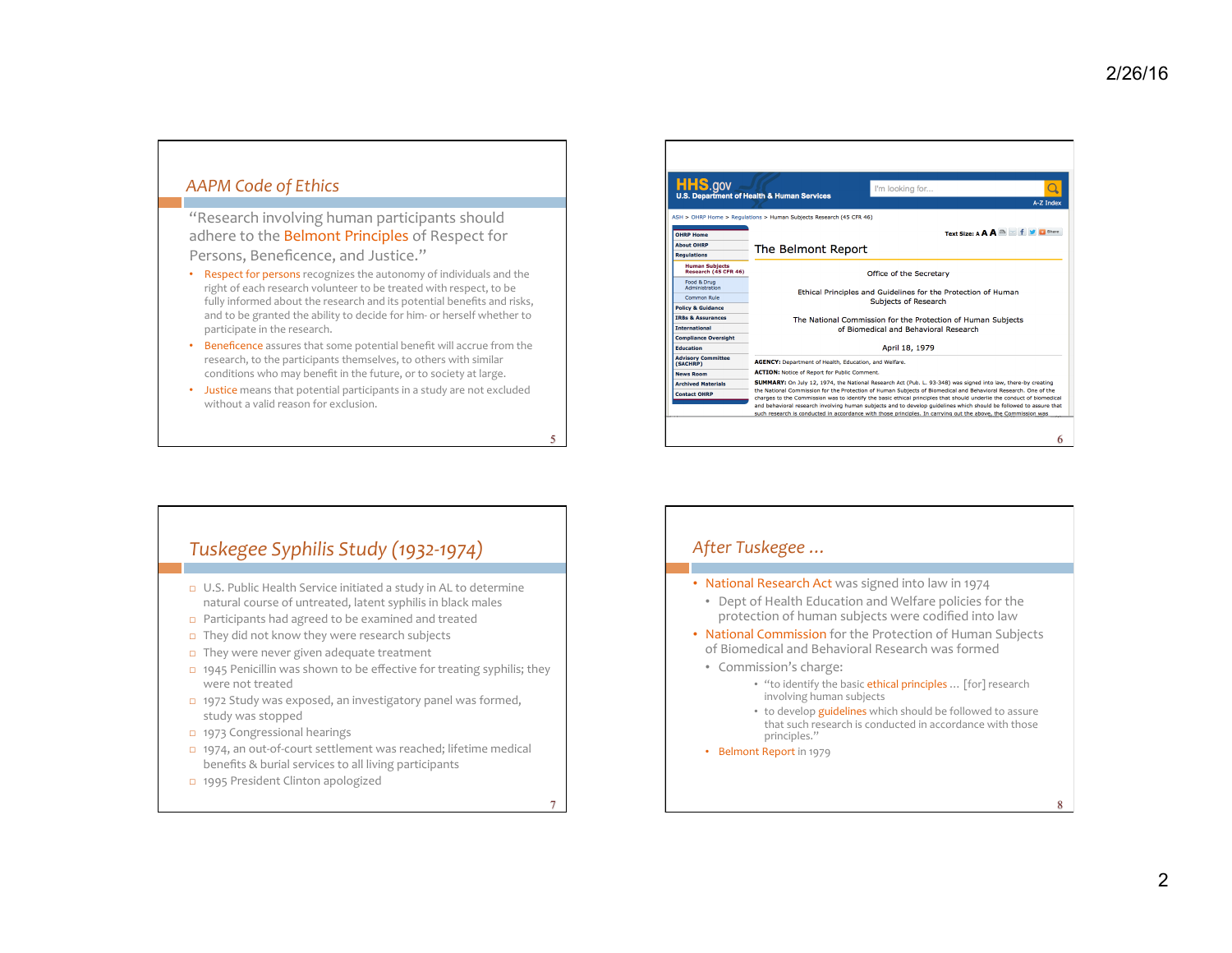## AAPM Code of Ethics

"Research involving human participants should adhere to the Belmont Principles of Respect for Persons, Beneficence, and Justice."

- Respect for persons recognizes the autonomy of individuals and the right of each research volunteer to be treated with respect, to be fully informed about the research and its potential benefits and risks, and to be granted the ability to decide for him- or herself whether to participate in the research.
- Beneficence assures that some potential benefit will accrue from the research, to the participants themselves, to others with similar conditions who may benefit in the future, or to society at large.
- Justice means that potential participants in a study are not excluded without a valid reason for exclusion.

---

HHS.gov
U.S. Department of Health & Human Services

I'm looking for...

A-Z Index

ASH > OHRP Home > Regulations > Human Subjects Research (45 CFR 46)

- OHRP Home
- About OHRP
- Regulations
  - Human Subjects Research (45 CFR 46)
  - Food & Drug Administration
  - Common Rule
- Policy & Guidance
- IRBs & Assurances
- International
- Compliance Oversight
- Education
- Advisory Committee (SACHRP)
- News Room
- Archived Materials
- Contact OHRP

Text Size: A A A

### The Belmont Report

Office of the Secretary

Ethical Principles and Guidelines for the Protection of Human Subjects of Research

The National Commission for the Protection of Human Subjects of Biomedical and Behavioral Research

April 18, 1979

**AGENCY:** Department of Health, Education, and Welfare.

**ACTION:** Notice of Report for Public Comment.

**SUMMARY:** On July 12, 1974, the National Research Act (Pub. L. 93-348) was signed into law, there-by creating the National Commission for the Protection of Human Subjects of Biomedical and Behavioral Research. One of the charges to the Commission was to identify the basic ethical principles that should underlie the conduct of biomedical and behavioral research involving human subjects and to develop guidelines which should be followed to assure that such research is conducted in accordance with those principles. In carrying out the above, the Commission was

---

## Tuskegee Syphilis Study (1932-1974)

- U.S. Public Health Service initiated a study in AL to determine natural course of untreated, latent syphilis in black males
- Participants had agreed to be examined and treated
- They did not know they were research subjects
- They were never given adequate treatment
- 1945 Penicillin was shown to be effective for treating syphilis; they were not treated
- 1972 Study was exposed, an investigatory panel was formed, study was stopped
- 1973 Congressional hearings
- 1974, an out-of-court settlement was reached; lifetime medical benefits & burial services to all living participants
- 1995 President Clinton apologized

---

## After Tuskegee ...

- National Research Act was signed into law in 1974
  - Dept of Health Education and Welfare policies for the protection of human subjects were codified into law
- National Commission for the Protection of Human Subjects of Biomedical and Behavioral Research was formed
  - Commission's charge:
    - "to identify the basic ethical principles ... [for] research involving human subjects
    - to develop guidelines which should be followed to assure that such research is conducted in accordance with those principles."
  - Belmont Report in 1979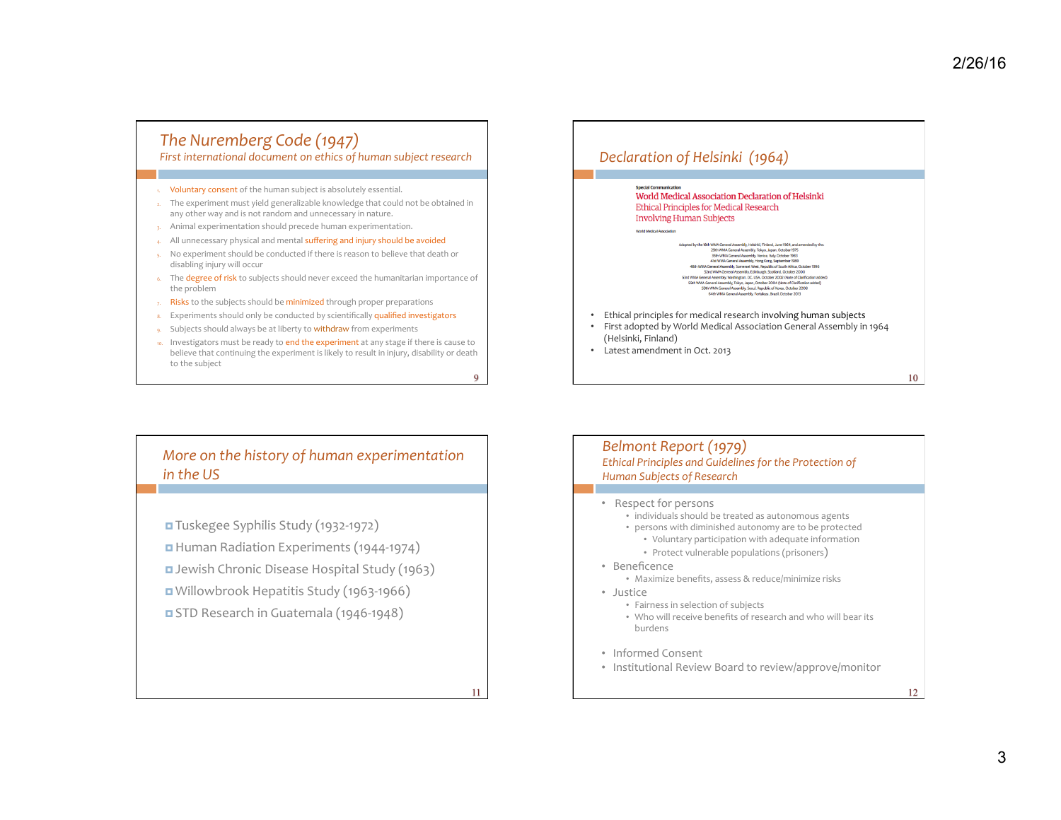## The Nuremberg Code (1947)

*First international document on ethics of human subject research*

1. Voluntary consent of the human subject is absolutely essential.
2. The experiment must yield generalizable knowledge that could not be obtained in any other way and is not random and unnecessary in nature.
3. Animal experimentation should precede human experimentation.
4. All unnecessary physical and mental suffering and injury should be avoided
5. No experiment should be conducted if there is reason to believe that death or disabling injury will occur
6. The degree of risk to subjects should never exceed the humanitarian importance of the problem
7. Risks to the subjects should be minimized through proper preparations
8. Experiments should only be conducted by scientifically qualified investigators
9. Subjects should always be at liberty to withdraw from experiments
10. Investigators must be ready to end the experiment at any stage if there is cause to believe that continuing the experiment is likely to result in injury, disability or death to the subject

## Declaration of Helsinki (1964)

Special Communication

World Medical Association Declaration of Helsinki
Ethical Principles for Medical Research
Involving Human Subjects

World Medical Association

Adopted by the 18th WMA General Assembly, Helsinki, Finland, June 1964, and amended by the:
29th WMA General Assembly, Tokyo, Japan, October 1975
35th WMA General Assembly, Venice, Italy, October 1983
41st WMA General Assembly, Hong Kong, September 1989
48th WMA General Assembly, Somerset West, Republic of South Africa, October 1996
52nd WMA General Assembly, Edinburgh, Scotland, October 2000
53rd WMA General Assembly, Washington, DC, USA, October 2002 (Note of Clarification added)
55th WMA General Assembly, Tokyo, Japan, October 2004 (Note of Clarification added)
59th WMA General Assembly, Seoul, Republic of Korea, October 2008
64th WMA General Assembly, Fortaleza, Brazil, October 2013

- Ethical principles for medical research involving human subjects
- First adopted by World Medical Association General Assembly in 1964 (Helsinki, Finland)
- Latest amendment in Oct. 2013

## More on the history of human experimentation in the US

- Tuskegee Syphilis Study (1932-1972)
- Human Radiation Experiments (1944-1974)
- Jewish Chronic Disease Hospital Study (1963)
- Willowbrook Hepatitis Study (1963-1966)
- STD Research in Guatemala (1946-1948)

## Belmont Report (1979)

*Ethical Principles and Guidelines for the Protection of Human Subjects of Research*

- Respect for persons
  - individuals should be treated as autonomous agents
  - persons with diminished autonomy are to be protected
    - Voluntary participation with adequate information
    - Protect vulnerable populations (prisoners)
- Beneficence
  - Maximize benefits, assess & reduce/minimize risks
- Justice
  - Fairness in selection of subjects
  - Who will receive benefits of research and who will bear its burdens

- Informed Consent
- Institutional Review Board to review/approve/monitor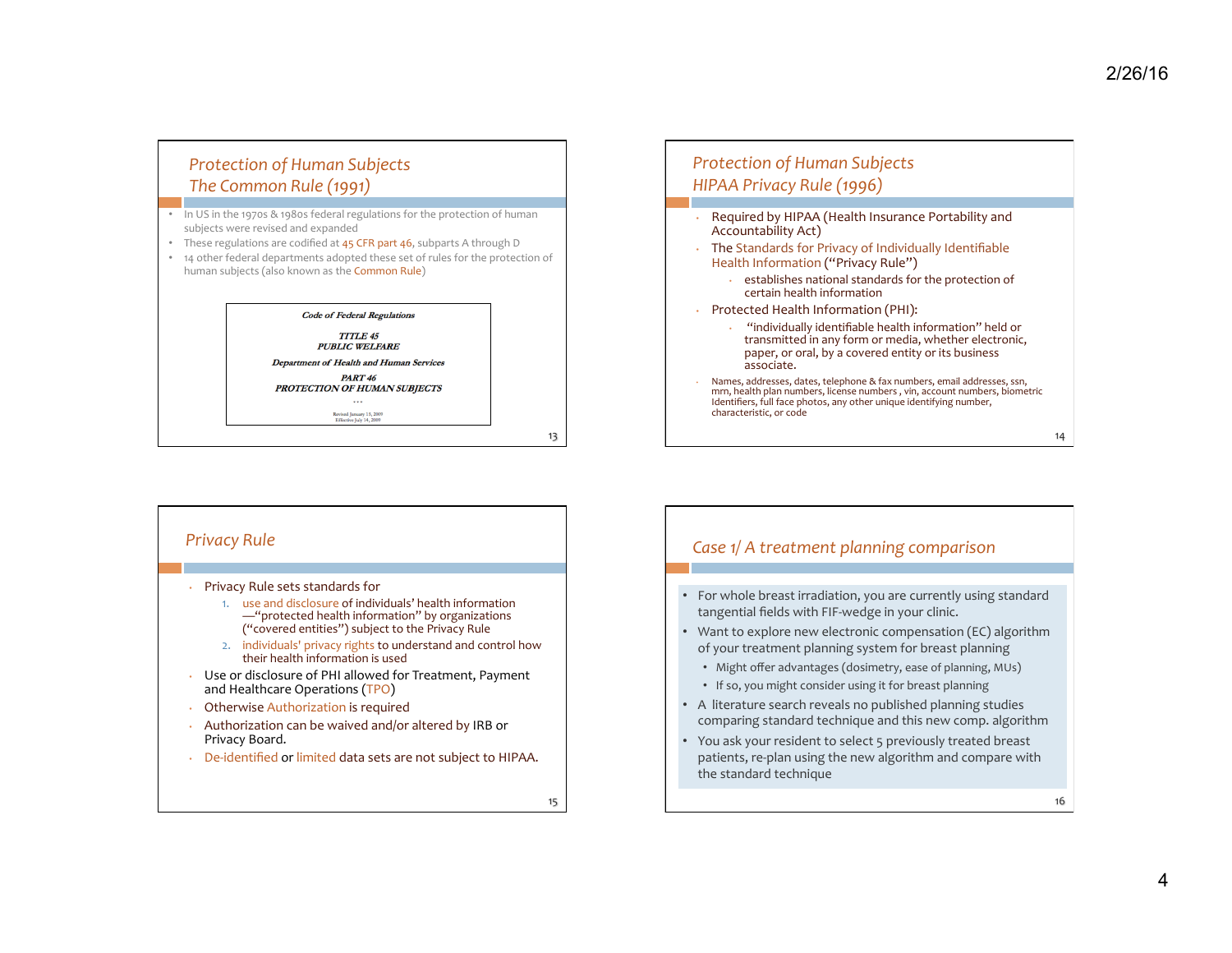## Protection of Human Subjects
## The Common Rule (1991)

- In US in the 1970s & 1980s federal regulations for the protection of human subjects were revised and expanded
- These regulations are codified at 45 CFR part 46, subparts A through D
- 14 other federal departments adopted these set of rules for the protection of human subjects (also known as the Common Rule)

> *Code of Federal Regulations*
>
> *TITLE 45*
> *PUBLIC WELFARE*
>
> *Department of Health and Human Services*
>
> *PART 46*
> *PROTECTION OF HUMAN SUBJECTS*
>
> ...
>
> Revised January 15, 2009
> Effective July 14, 2009

## Protection of Human Subjects
## HIPAA Privacy Rule (1996)

- Required by HIPAA (Health Insurance Portability and Accountability Act)
- The Standards for Privacy of Individually Identifiable Health Information ("Privacy Rule")
  - establishes national standards for the protection of certain health information
- Protected Health Information (PHI):
  - "individually identifiable health information" held or transmitted in any form or media, whether electronic, paper, or oral, by a covered entity or its business associate.
- Names, addresses, dates, telephone & fax numbers, email addresses, ssn, mrn, health plan numbers, license numbers , vin, account numbers, biometric Identifiers, full face photos, any other unique identifying number, characteristic, or code

## Privacy Rule

- Privacy Rule sets standards for
  1. use and disclosure of individuals' health information —"protected health information" by organizations ("covered entities") subject to the Privacy Rule
  2. individuals' privacy rights to understand and control how their health information is used
- Use or disclosure of PHI allowed for Treatment, Payment and Healthcare Operations (TPO)
- Otherwise Authorization is required
- Authorization can be waived and/or altered by IRB or Privacy Board.
- De-identified or limited data sets are not subject to HIPAA.

## Case 1/ A treatment planning comparison

- For whole breast irradiation, you are currently using standard tangential fields with FIF-wedge in your clinic.
- Want to explore new electronic compensation (EC) algorithm of your treatment planning system for breast planning
  - Might offer advantages (dosimetry, ease of planning, MUs)
  - If so, you might consider using it for breast planning
- A literature search reveals no published planning studies comparing standard technique and this new comp. algorithm
- You ask your resident to select 5 previously treated breast patients, re-plan using the new algorithm and compare with the standard technique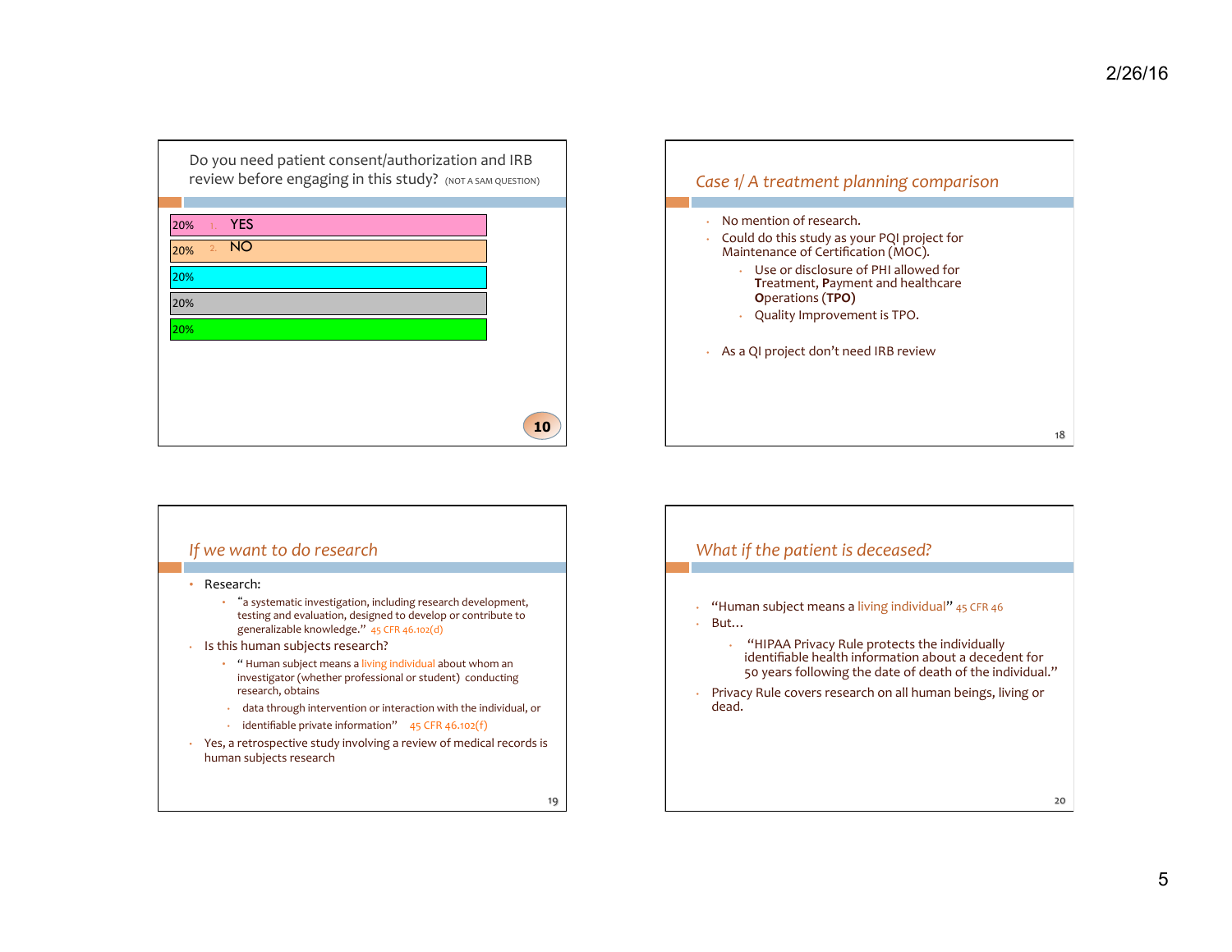## Do you need patient consent/authorization and IRB review before engaging in this study? (NOT A SAM QUESTION)

| % | Response |
|---|---|
| 20% | 1. YES |
| 20% | 2. NO |
| 20% | |
| 20% | |
| 20% | |

10

## *Case 1/ A treatment planning comparison*

- No mention of research.
- Could do this study as your PQI project for Maintenance of Certification (MOC).
  - Use or disclosure of PHI allowed for **T**reatment, **P**ayment and healthcare **O**perations (**TPO**)
  - Quality Improvement is TPO.
- As a QI project don't need IRB review

## *If we want to do research*

- Research:
  - "a systematic investigation, including research development, testing and evaluation, designed to develop or contribute to generalizable knowledge." 45 CFR 46.102(d)
- Is this human subjects research?
  - " Human subject means a living individual about whom an investigator (whether professional or student) conducting research, obtains
    - data through intervention or interaction with the individual, or
    - identifiable private information" 45 CFR 46.102(f)
- Yes, a retrospective study involving a review of medical records is human subjects research

## *What if the patient is deceased?*

- "Human subject means a living individual" 45 CFR 46
- But…
  - "HIPAA Privacy Rule protects the individually identifiable health information about a decedent for 50 years following the date of death of the individual."
- Privacy Rule covers research on all human beings, living or dead.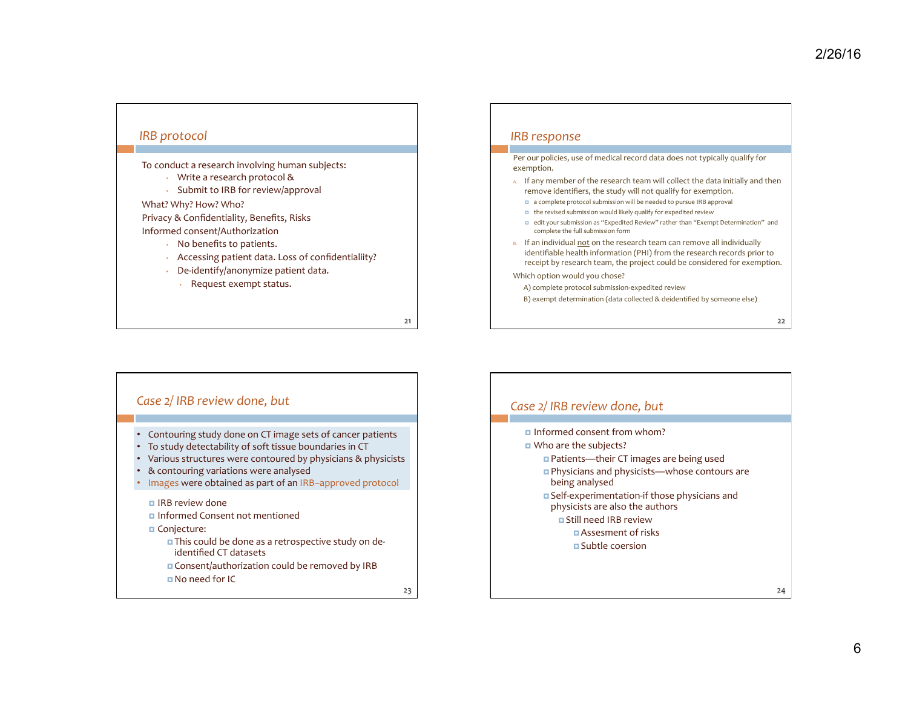## IRB protocol

To conduct a research involving human subjects:

- Write a research protocol &
- Submit to IRB for review/approval

What? Why? How? Who?

Privacy & Confidentiality, Benefits, Risks

Informed consent/Authorization

- No benefits to patients.
- Accessing patient data. Loss of confidentialiity?
- De-identify/anonymize patient data.
  - Request exempt status.

## IRB response

Per our policies, use of medical record data does not typically qualify for exemption.

A. If any member of the research team will collect the data initially and then remove identifiers, the study will not qualify for exemption.
   - a complete protocol submission will be needed to pursue IRB approval
   - the revised submission would likely qualify for expedited review
   - edit your submission as "Expedited Review" rather than "Exempt Determination" and complete the full submission form

B. If an individual not on the research team can remove all individually identifiable health information (PHI) from the research records prior to receipt by research team, the project could be considered for exemption.

Which option would you chose?

A) complete protocol submission-expedited review

B) exempt determination (data collected & deidentified by someone else)

## Case 2/ IRB review done, but

- Contouring study done on CT image sets of cancer patients
- To study detectability of soft tissue boundaries in CT
- Various structures were contoured by physicians & physicists
- & contouring variations were analysed
- Images were obtained as part of an IRB–approved protocol

- IRB review done
- Informed Consent not mentioned
- Conjecture:
  - This could be done as a retrospective study on de-identified CT datasets
  - Consent/authorization could be removed by IRB
  - No need for IC

## Case 2/ IRB review done, but

- Informed consent from whom?
- Who are the subjects?
  - Patients—their CT images are being used
  - Physicians and physicists—whose contours are being analysed
  - Self-experimentation-if those physicians and physicists are also the authors
    - Still need IRB review
      - Assesment of risks
      - Subtle coersion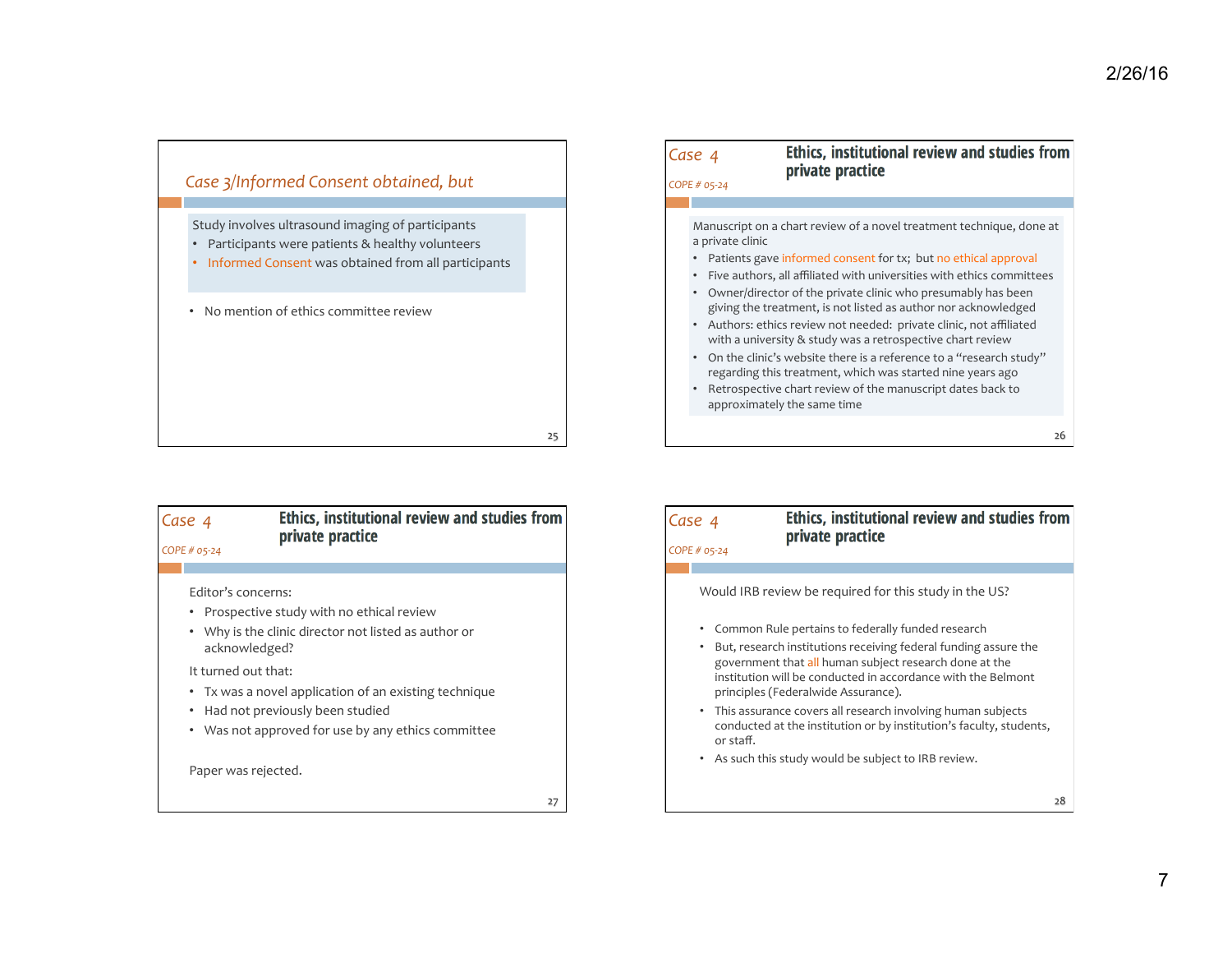## Case 3/Informed Consent obtained, but

Study involves ultrasound imaging of participants

- Participants were patients & healthy volunteers
- Informed Consent was obtained from all participants

- No mention of ethics committee review

## Case 4 — Ethics, institutional review and studies from private practice

*COPE # 05-24*

Manuscript on a chart review of a novel treatment technique, done at a private clinic

- Patients gave informed consent for tx; but no ethical approval
- Five authors, all affiliated with universities with ethics committees
- Owner/director of the private clinic who presumably has been giving the treatment, is not listed as author nor acknowledged
- Authors: ethics review not needed: private clinic, not affiliated with a university & study was a retrospective chart review
- On the clinic's website there is a reference to a "research study" regarding this treatment, which was started nine years ago
- Retrospective chart review of the manuscript dates back to approximately the same time

## Case 4 — Ethics, institutional review and studies from private practice

*COPE # 05-24*

Editor's concerns:

- Prospective study with no ethical review
- Why is the clinic director not listed as author or acknowledged?

It turned out that:

- Tx was a novel application of an existing technique
- Had not previously been studied
- Was not approved for use by any ethics committee

Paper was rejected.

## Case 4 — Ethics, institutional review and studies from private practice

*COPE # 05-24*

Would IRB review be required for this study in the US?

- Common Rule pertains to federally funded research
- But, research institutions receiving federal funding assure the government that all human subject research done at the institution will be conducted in accordance with the Belmont principles (Federalwide Assurance).
- This assurance covers all research involving human subjects conducted at the institution or by institution's faculty, students, or staff.
- As such this study would be subject to IRB review.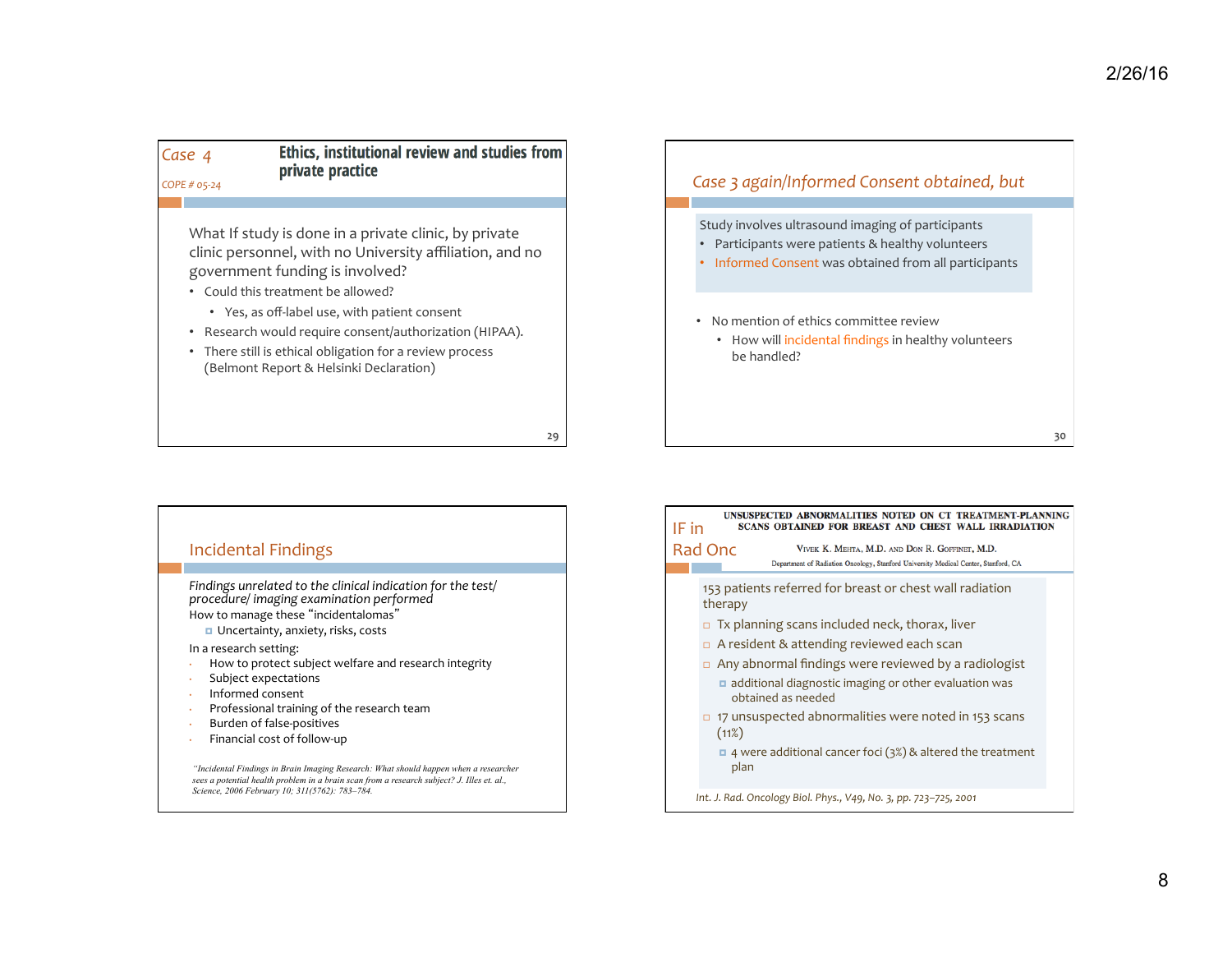## Case 4

COPE # 05-24

### Ethics, institutional review and studies from private practice

What If study is done in a private clinic, by private clinic personnel, with no University affiliation, and no government funding is involved?

- Could this treatment be allowed?
  - Yes, as off-label use, with patient consent
- Research would require consent/authorization (HIPAA).
- There still is ethical obligation for a review process (Belmont Report & Helsinki Declaration)

## *Case 3 again/Informed Consent obtained, but*

Study involves ultrasound imaging of participants

- Participants were patients & healthy volunteers
- Informed Consent was obtained from all participants

- No mention of ethics committee review
  - How will incidental findings in healthy volunteers be handled?

## Incidental Findings

*Findings unrelated to the clinical indication for the test/ procedure/ imaging examination performed*

How to manage these "incidentalomas"

- Uncertainty, anxiety, risks, costs

In a research setting:

- How to protect subject welfare and research integrity
- Subject expectations
- Informed consent
- Professional training of the research team
- Burden of false-positives
- Financial cost of follow-up

*"Incidental Findings in Brain Imaging Research: What should happen when a researcher sees a potential health problem in a brain scan from a research subject? J. Illes et. al., Science, 2006 February 10; 311(5762): 783–784.*

## IF in Rad Onc

**UNSUSPECTED ABNORMALITIES NOTED ON CT TREATMENT-PLANNING SCANS OBTAINED FOR BREAST AND CHEST WALL IRRADIATION**

Vivek K. Mehta, M.D. and Don R. Goffinet, M.D.

Department of Radiation Oncology, Stanford University Medical Center, Stanford, CA

153 patients referred for breast or chest wall radiation therapy

- Tx planning scans included neck, thorax, liver
- A resident & attending reviewed each scan
- Any abnormal findings were reviewed by a radiologist
  - additional diagnostic imaging or other evaluation was obtained as needed
- 17 unsuspected abnormalities were noted in 153 scans (11%)
  - 4 were additional cancer foci (3%) & altered the treatment plan

*Int. J. Rad. Oncology Biol. Phys., V49, No. 3, pp. 723–725, 2001*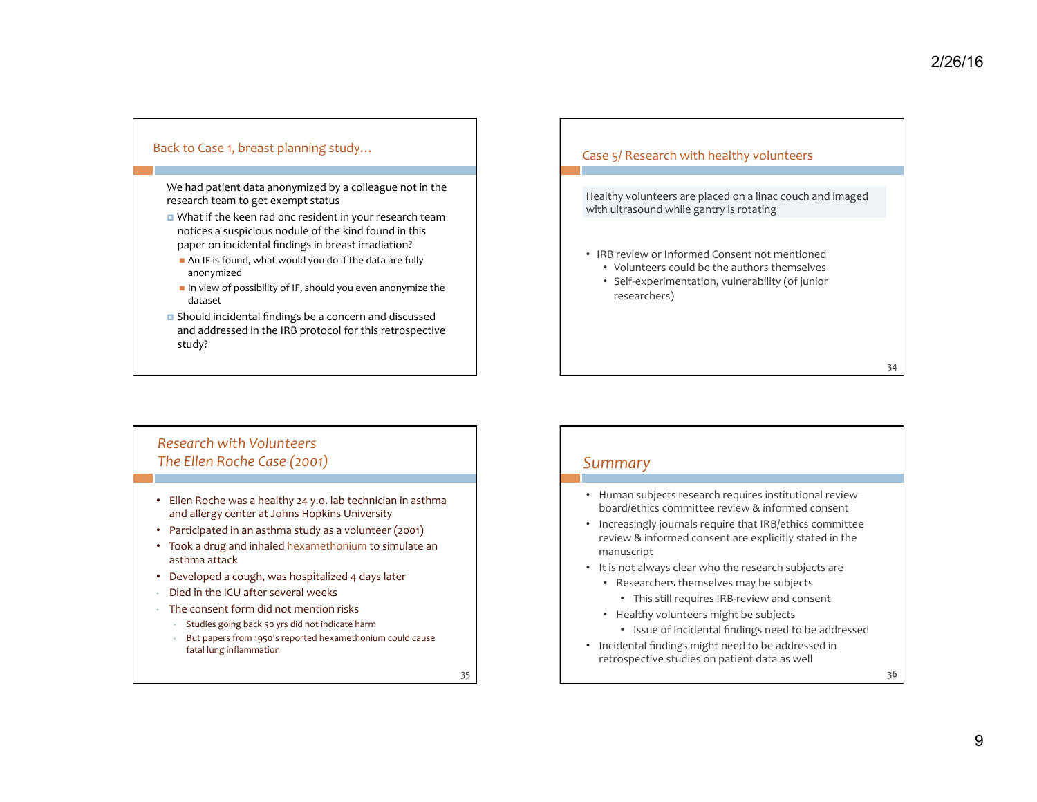## Back to Case 1, breast planning study…

We had patient data anonymized by a colleague not in the research team to get exempt status

- What if the keen rad onc resident in your research team notices a suspicious nodule of the kind found in this paper on incidental findings in breast irradiation?
  - An IF is found, what would you do if the data are fully anonymized
  - In view of possibility of IF, should you even anonymize the dataset
- Should incidental findings be a concern and discussed and addressed in the IRB protocol for this retrospective study?

## Case 5/ Research with healthy volunteers

Healthy volunteers are placed on a linac couch and imaged with ultrasound while gantry is rotating

- IRB review or Informed Consent not mentioned
  - Volunteers could be the authors themselves
  - Self-experimentation, vulnerability (of junior researchers)

## *Research with Volunteers The Ellen Roche Case (2001)*

- Ellen Roche was a healthy 24 y.o. lab technician in asthma and allergy center at Johns Hopkins University
- Participated in an asthma study as a volunteer (2001)
- Took a drug and inhaled hexamethonium to simulate an asthma attack
- Developed a cough, was hospitalized 4 days later
- Died in the ICU after several weeks
- The consent form did not mention risks
  - Studies going back 50 yrs did not indicate harm
  - But papers from 1950's reported hexamethonium could cause fatal lung inflammation

## *Summary*

- Human subjects research requires institutional review board/ethics committee review & informed consent
- Increasingly journals require that IRB/ethics committee review & informed consent are explicitly stated in the manuscript
- It is not always clear who the research subjects are
  - Researchers themselves may be subjects
    - This still requires IRB-review and consent
  - Healthy volunteers might be subjects
    - Issue of Incidental findings need to be addressed
- Incidental findings might need to be addressed in retrospective studies on patient data as well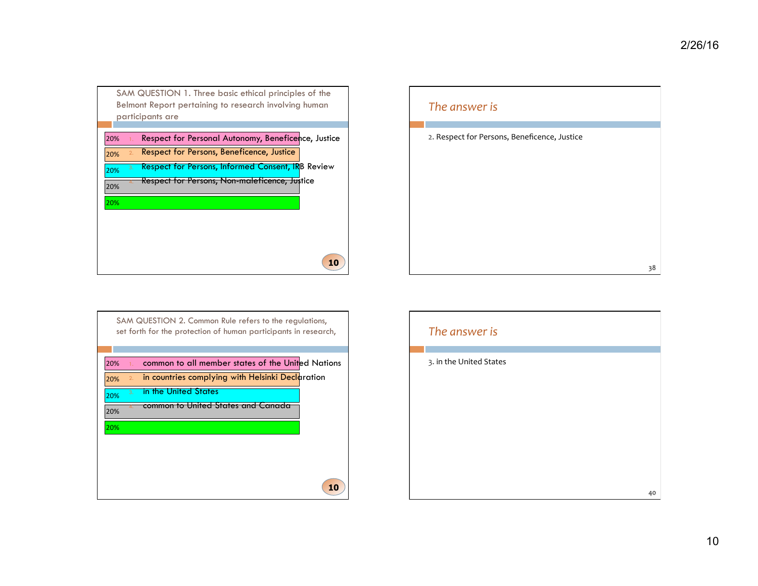SAM QUESTION 1. Three basic ethical principles of the Belmont Report pertaining to research involving human participants are

| | | |
|---|---|---|
| 20% | 1. | Respect for Personal Autonomy, Beneficence, Justice |
| 20% | 2. | Respect for Persons, Beneficence, Justice |
| 20% | 3. | Respect for Persons, Informed Consent, IRB Review |
| 20% | 4. | Respect for Persons, Non-maleficence, Justice |
| 20% | | |

10

## *The answer is*

2. Respect for Persons, Beneficence, Justice

SAM QUESTION 2. Common Rule refers to the regulations, set forth for the protection of human participants in research,

| | | |
|---|---|---|
| 20% | 1. | common to all member states of the United Nations |
| 20% | 2. | in countries complying with Helsinki Declaration |
| 20% | 3. | in the United States |
| 20% | 4. | common to United States and Canada |
| 20% | | |

10

## *The answer is*

3. in the United States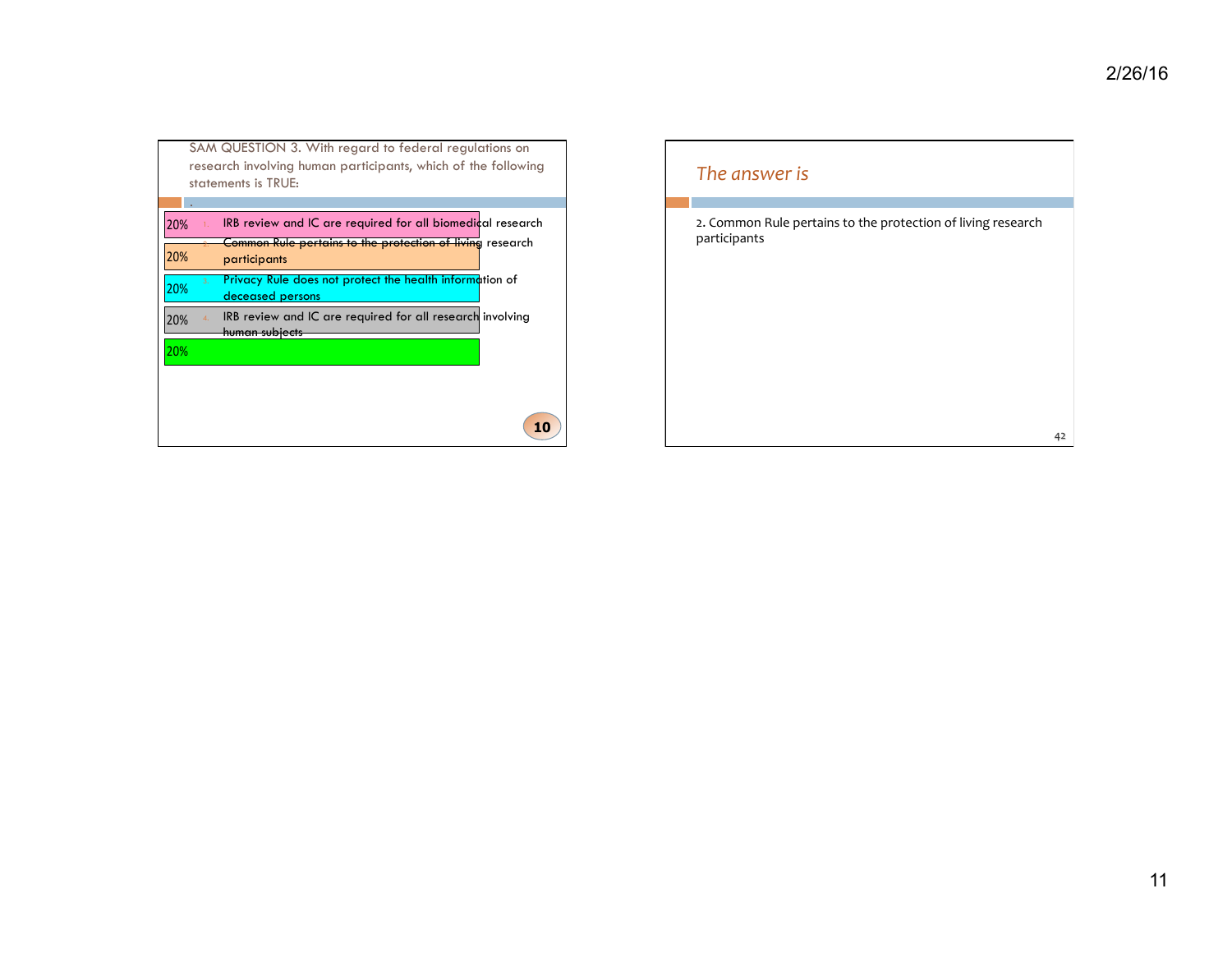SAM QUESTION 3. With regard to federal regulations on research involving human participants, which of the following statements is TRUE:

1. IRB review and IC are required for all biomedical research
2. Common Rule pertains to the protection of living research participants
3. Privacy Rule does not protect the health information of deceased persons
4. IRB review and IC are required for all research involving human subjects

20%
20%
20%
20%
20%

10

*The answer is*

2. Common Rule pertains to the protection of living research participants